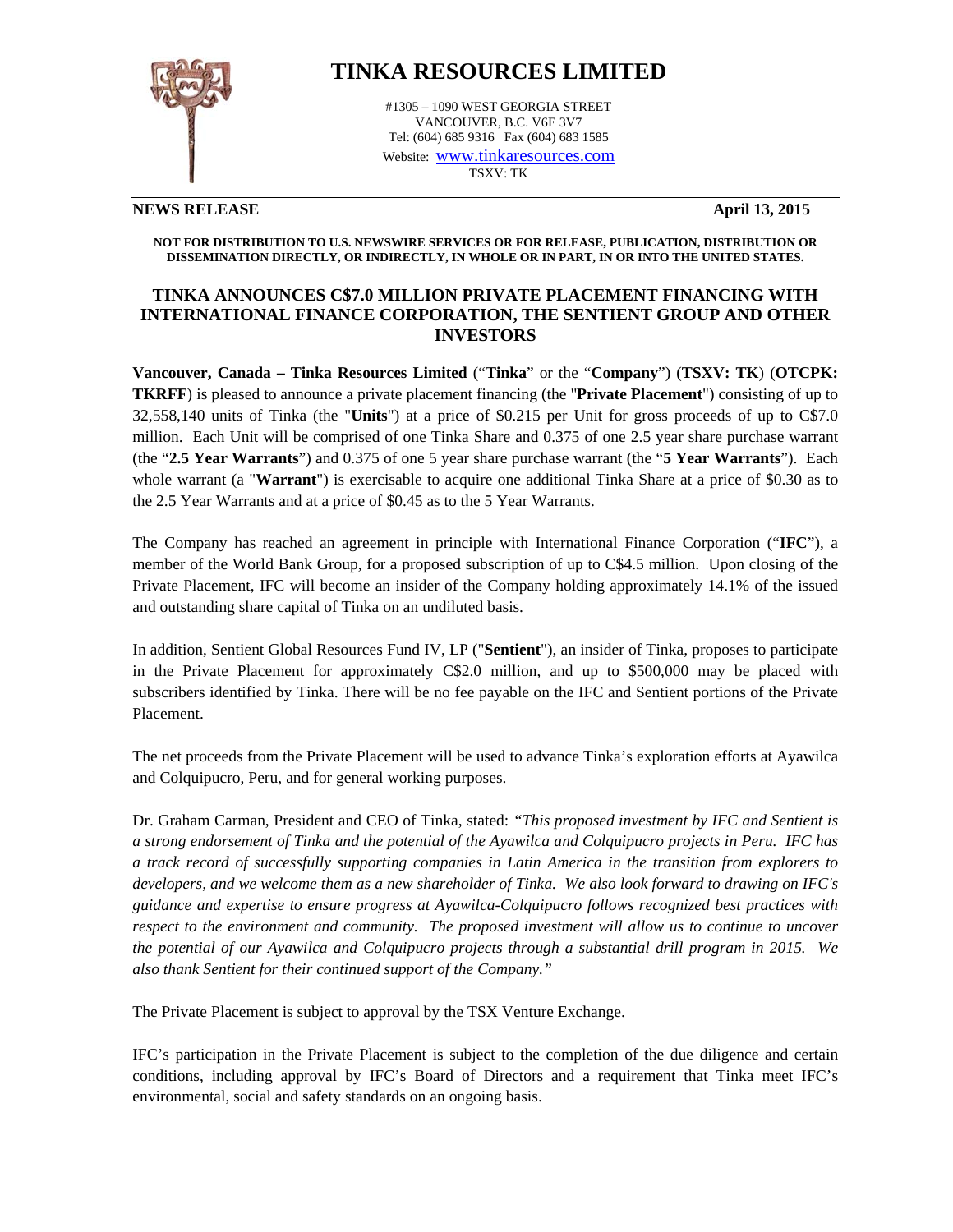# TINKA RESOURCES LIMITED

#1305 – 1090 WEST GEORGIA STREET
VANCOUVER, B.C. V6E 3V7
Tel: (604) 685 9316 Fax (604) 683 1585
Website: www.tinkaresources.com
TSXV: TK

**NEWS RELEASE** **April 13, 2015**

**NOT FOR DISTRIBUTION TO U.S. NEWSWIRE SERVICES OR FOR RELEASE, PUBLICATION, DISTRIBUTION OR DISSEMINATION DIRECTLY, OR INDIRECTLY, IN WHOLE OR IN PART, IN OR INTO THE UNITED STATES.**

## TINKA ANNOUNCES C$7.0 MILLION PRIVATE PLACEMENT FINANCING WITH INTERNATIONAL FINANCE CORPORATION, THE SENTIENT GROUP AND OTHER INVESTORS

**Vancouver, Canada – Tinka Resources Limited** ("**Tinka**" or the "**Company**") (**TSXV: TK**) (**OTCPK: TKRFF**) is pleased to announce a private placement financing (the "**Private Placement**") consisting of up to 32,558,140 units of Tinka (the "**Units**") at a price of $0.215 per Unit for gross proceeds of up to C$7.0 million. Each Unit will be comprised of one Tinka Share and 0.375 of one 2.5 year share purchase warrant (the "**2.5 Year Warrants**") and 0.375 of one 5 year share purchase warrant (the "**5 Year Warrants**"). Each whole warrant (a "**Warrant**") is exercisable to acquire one additional Tinka Share at a price of $0.30 as to the 2.5 Year Warrants and at a price of $0.45 as to the 5 Year Warrants.

The Company has reached an agreement in principle with International Finance Corporation ("**IFC**"), a member of the World Bank Group, for a proposed subscription of up to C$4.5 million. Upon closing of the Private Placement, IFC will become an insider of the Company holding approximately 14.1% of the issued and outstanding share capital of Tinka on an undiluted basis.

In addition, Sentient Global Resources Fund IV, LP ("**Sentient**"), an insider of Tinka, proposes to participate in the Private Placement for approximately C$2.0 million, and up to $500,000 may be placed with subscribers identified by Tinka. There will be no fee payable on the IFC and Sentient portions of the Private Placement.

The net proceeds from the Private Placement will be used to advance Tinka's exploration efforts at Ayawilca and Colquipucro, Peru, and for general working purposes.

Dr. Graham Carman, President and CEO of Tinka, stated: *"This proposed investment by IFC and Sentient is a strong endorsement of Tinka and the potential of the Ayawilca and Colquipucro projects in Peru. IFC has a track record of successfully supporting companies in Latin America in the transition from explorers to developers, and we welcome them as a new shareholder of Tinka. We also look forward to drawing on IFC's guidance and expertise to ensure progress at Ayawilca-Colquipucro follows recognized best practices with respect to the environment and community. The proposed investment will allow us to continue to uncover the potential of our Ayawilca and Colquipucro projects through a substantial drill program in 2015. We also thank Sentient for their continued support of the Company."*

The Private Placement is subject to approval by the TSX Venture Exchange.

IFC's participation in the Private Placement is subject to the completion of the due diligence and certain conditions, including approval by IFC's Board of Directors and a requirement that Tinka meet IFC's environmental, social and safety standards on an ongoing basis.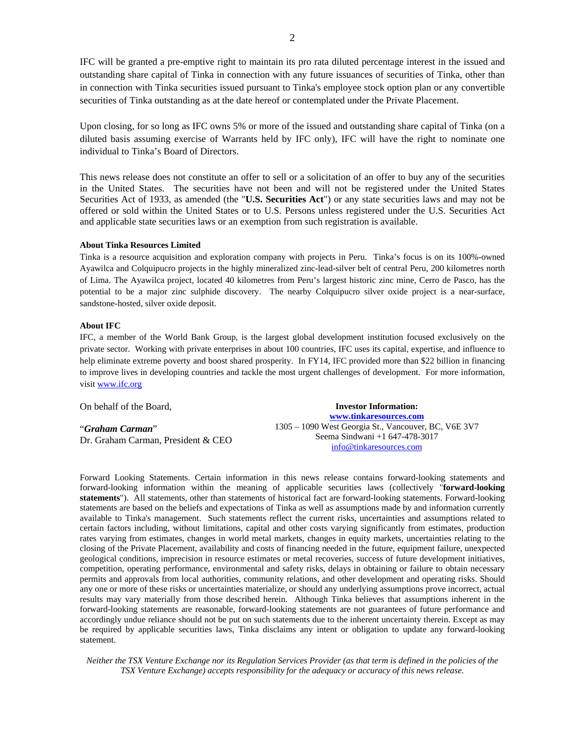IFC will be granted a pre-emptive right to maintain its pro rata diluted percentage interest in the issued and outstanding share capital of Tinka in connection with any future issuances of securities of Tinka, other than in connection with Tinka securities issued pursuant to Tinka's employee stock option plan or any convertible securities of Tinka outstanding as at the date hereof or contemplated under the Private Placement.

Upon closing, for so long as IFC owns 5% or more of the issued and outstanding share capital of Tinka (on a diluted basis assuming exercise of Warrants held by IFC only), IFC will have the right to nominate one individual to Tinka's Board of Directors.

This news release does not constitute an offer to sell or a solicitation of an offer to buy any of the securities in the United States. The securities have not been and will not be registered under the United States Securities Act of 1933, as amended (the "**U.S. Securities Act**") or any state securities laws and may not be offered or sold within the United States or to U.S. Persons unless registered under the U.S. Securities Act and applicable state securities laws or an exemption from such registration is available.

**About Tinka Resources Limited**

Tinka is a resource acquisition and exploration company with projects in Peru. Tinka's focus is on its 100%-owned Ayawilca and Colquipucro projects in the highly mineralized zinc-lead-silver belt of central Peru, 200 kilometres north of Lima. The Ayawilca project, located 40 kilometres from Peru's largest historic zinc mine, Cerro de Pasco, has the potential to be a major zinc sulphide discovery. The nearby Colquipucro silver oxide project is a near-surface, sandstone-hosted, silver oxide deposit.

**About IFC**

IFC, a member of the World Bank Group, is the largest global development institution focused exclusively on the private sector. Working with private enterprises in about 100 countries, IFC uses its capital, expertise, and influence to help eliminate extreme poverty and boost shared prosperity. In FY14, IFC provided more than $22 billion in financing to improve lives in developing countries and tackle the most urgent challenges of development. For more information, visit www.ifc.org

On behalf of the Board,

"***Graham Carman***"
Dr. Graham Carman, President & CEO

**Investor Information:**
**www.tinkaresources.com**
1305 – 1090 West Georgia St., Vancouver, BC, V6E 3V7
Seema Sindwani +1 647-478-3017
info@tinkaresources.com

Forward Looking Statements. Certain information in this news release contains forward-looking statements and forward-looking information within the meaning of applicable securities laws (collectively "**forward-looking statements**"). All statements, other than statements of historical fact are forward-looking statements. Forward-looking statements are based on the beliefs and expectations of Tinka as well as assumptions made by and information currently available to Tinka's management. Such statements reflect the current risks, uncertainties and assumptions related to certain factors including, without limitations, capital and other costs varying significantly from estimates, production rates varying from estimates, changes in world metal markets, changes in equity markets, uncertainties relating to the closing of the Private Placement, availability and costs of financing needed in the future, equipment failure, unexpected geological conditions, imprecision in resource estimates or metal recoveries, success of future development initiatives, competition, operating performance, environmental and safety risks, delays in obtaining or failure to obtain necessary permits and approvals from local authorities, community relations, and other development and operating risks. Should any one or more of these risks or uncertainties materialize, or should any underlying assumptions prove incorrect, actual results may vary materially from those described herein. Although Tinka believes that assumptions inherent in the forward-looking statements are reasonable, forward-looking statements are not guarantees of future performance and accordingly undue reliance should not be put on such statements due to the inherent uncertainty therein. Except as may be required by applicable securities laws, Tinka disclaims any intent or obligation to update any forward-looking statement.

*Neither the TSX Venture Exchange nor its Regulation Services Provider (as that term is defined in the policies of the TSX Venture Exchange) accepts responsibility for the adequacy or accuracy of this news release.*